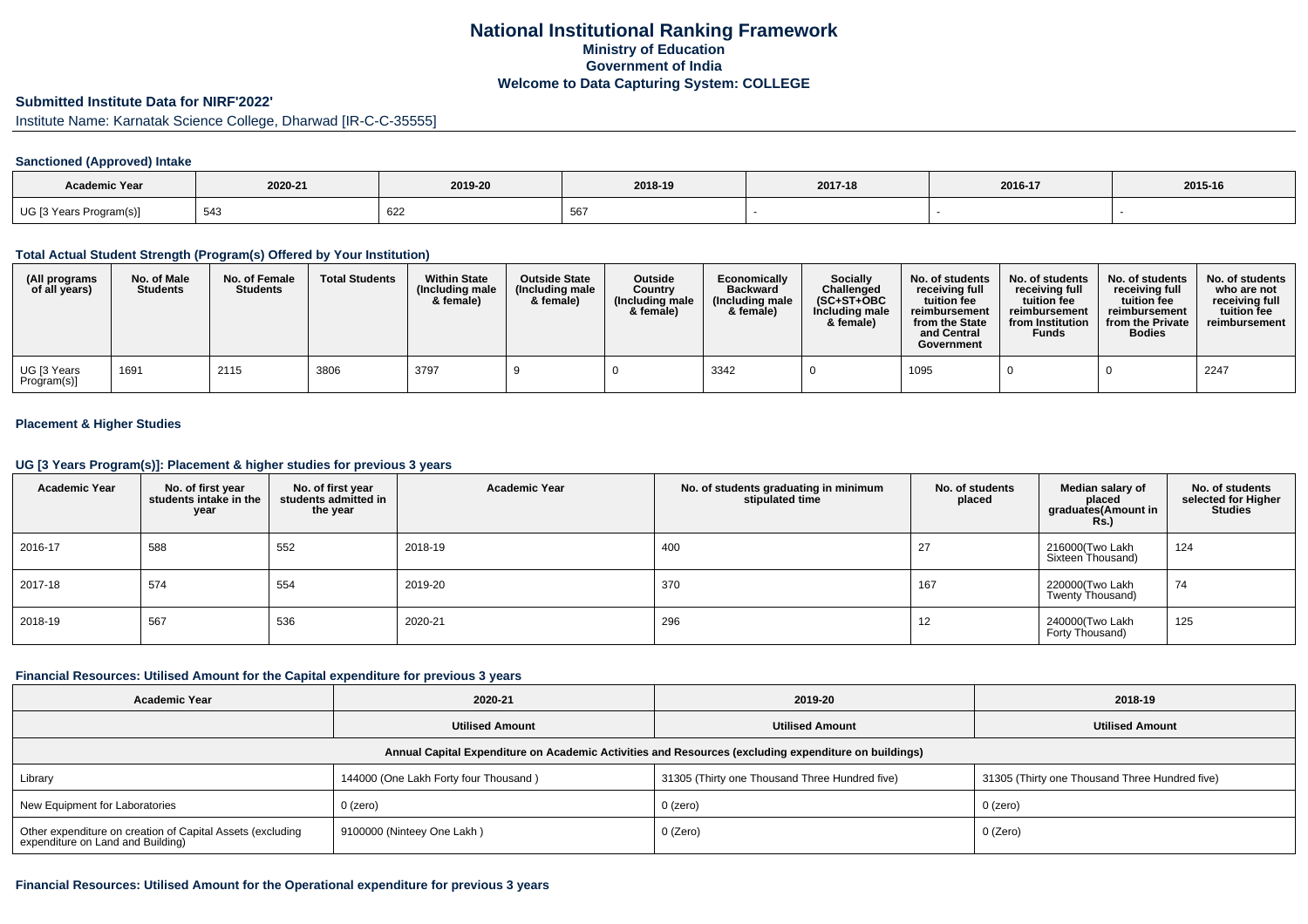# National Institutional Ranking Framework
## Ministry of Education
## Government of India
## Welcome to Data Capturing System: COLLEGE

### Submitted Institute Data for NIRF'2022'

Institute Name: Karnatak Science College, Dharwad [IR-C-C-35555]

#### Sanctioned (Approved) Intake

| Academic Year | 2020-21 | 2019-20 | 2018-19 | 2017-18 | 2016-17 | 2015-16 |
|---|---|---|---|---|---|---|
| UG [3 Years Program(s)] | 543 | 622 | 567 | - | - | - |

#### Total Actual Student Strength (Program(s) Offered by Your Institution)

| (All programs of all years) | No. of Male Students | No. of Female Students | Total Students | Within State (Including male & female) | Outside State (Including male & female) | Outside Country (Including male & female) | Economically Backward (Including male & female) | Socially Challenged (SC+ST+OBC Including male & female) | No. of students receiving full tuition fee reimbursement from the State and Central Government | No. of students receiving full tuition fee reimbursement from Institution Funds | No. of students receiving full tuition fee reimbursement from the Private Bodies | No. of students who are not receiving full tuition fee reimbursement |
|---|---|---|---|---|---|---|---|---|---|---|---|---|
| UG [3 Years Program(s)] | 1691 | 2115 | 3806 | 3797 | 9 | 0 | 3342 | 0 | 1095 | 0 | 0 | 2247 |

#### Placement & Higher Studies

#### UG [3 Years Program(s)]: Placement & higher studies for previous 3 years

| Academic Year | No. of first year students intake in the year | No. of first year students admitted in the year | Academic Year | No. of students graduating in minimum stipulated time | No. of students placed | Median salary of placed graduates(Amount in Rs.) | No. of students selected for Higher Studies |
|---|---|---|---|---|---|---|---|
| 2016-17 | 588 | 552 | 2018-19 | 400 | 27 | 216000(Two Lakh Sixteen Thousand) | 124 |
| 2017-18 | 574 | 554 | 2019-20 | 370 | 167 | 220000(Two Lakh Twenty Thousand) | 74 |
| 2018-19 | 567 | 536 | 2020-21 | 296 | 12 | 240000(Two Lakh Forty Thousand) | 125 |

#### Financial Resources: Utilised Amount for the Capital expenditure for previous 3 years

| Academic Year | 2020-21 | 2019-20 | 2018-19 |
|---|---|---|---|
| | Utilised Amount | Utilised Amount | Utilised Amount |
| Annual Capital Expenditure on Academic Activities and Resources (excluding expenditure on buildings) | | | |
| Library | 144000 (One Lakh Forty four Thousand ) | 31305 (Thirty one Thousand Three Hundred five) | 31305 (Thirty one Thousand Three Hundred five) |
| New Equipment for Laboratories | 0 (zero) | 0 (zero) | 0 (zero) |
| Other expenditure on creation of Capital Assets (excluding expenditure on Land and Building) | 9100000 (Ninteey One Lakh ) | 0 (Zero) | 0 (Zero) |

#### Financial Resources: Utilised Amount for the Operational expenditure for previous 3 years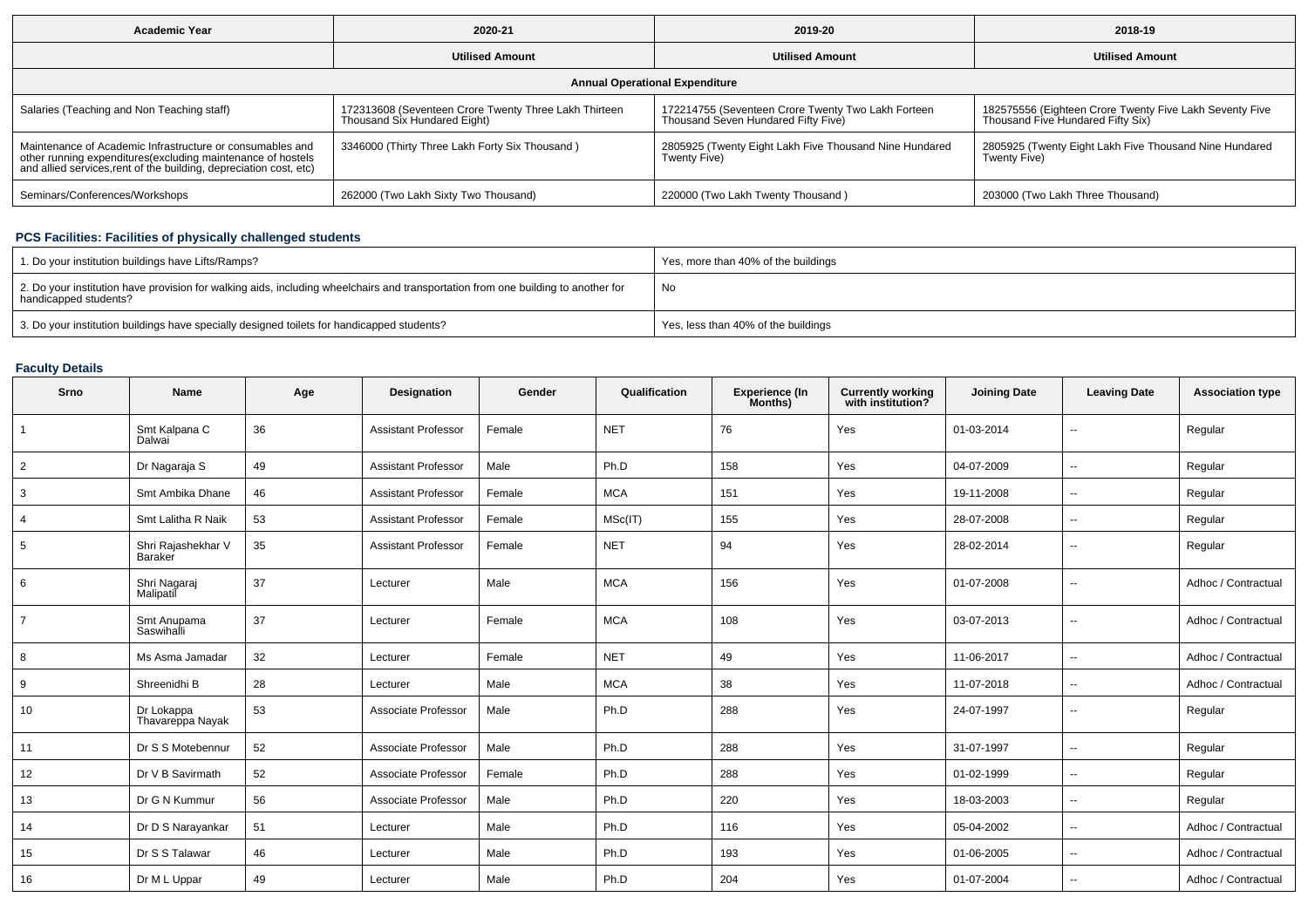| Academic Year | 2020-21 | 2019-20 | 2018-19 |
|---|---|---|---|
| | Utilised Amount | Utilised Amount | Utilised Amount |
| Annual Operational Expenditure | | | |
| Salaries (Teaching and Non Teaching staff) | 172313608 (Seventeen Crore Twenty Three Lakh Thirteen Thousand Six Hundared Eight) | 172214755 (Seventeen Crore Twenty Two Lakh Forteen Thousand Seven Hundared Fifty Five) | 182575556 (Eighteen Crore Twenty Five Lakh Seventy Five Thousand Five Hundared Fifty Six) |
| Maintenance of Academic Infrastructure or consumables and other running expenditures(excluding maintenance of hostels and allied services,rent of the building, depreciation cost, etc) | 3346000 (Thirty Three Lakh Forty Six Thousand ) | 2805925 (Twenty Eight Lakh Five Thousand Nine Hundared Twenty Five) | 2805925 (Twenty Eight Lakh Five Thousand Nine Hundared Twenty Five) |
| Seminars/Conferences/Workshops | 262000 (Two Lakh Sixty Two Thousand) | 220000 (Two Lakh Twenty Thousand ) | 203000 (Two Lakh Three Thousand) |

## PCS Facilities: Facilities of physically challenged students

| | |
|---|---|
| 1. Do your institution buildings have Lifts/Ramps? | Yes, more than 40% of the buildings |
| 2. Do your institution have provision for walking aids, including wheelchairs and transportation from one building to another for handicapped students? | No |
| 3. Do your institution buildings have specially designed toilets for handicapped students? | Yes, less than 40% of the buildings |

## Faculty Details

| Srno | Name | Age | Designation | Gender | Qualification | Experience (In Months) | Currently working with institution? | Joining Date | Leaving Date | Association type |
|---|---|---|---|---|---|---|---|---|---|---|
| 1 | Smt Kalpana C Dalwai | 36 | Assistant Professor | Female | NET | 76 | Yes | 01-03-2014 | -- | Regular |
| 2 | Dr Nagaraja S | 49 | Assistant Professor | Male | Ph.D | 158 | Yes | 04-07-2009 | -- | Regular |
| 3 | Smt Ambika Dhane | 46 | Assistant Professor | Female | MCA | 151 | Yes | 19-11-2008 | -- | Regular |
| 4 | Smt Lalitha R Naik | 53 | Assistant Professor | Female | MSc(IT) | 155 | Yes | 28-07-2008 | -- | Regular |
| 5 | Shri Rajashekhar V Baraker | 35 | Assistant Professor | Female | NET | 94 | Yes | 28-02-2014 | -- | Regular |
| 6 | Shri Nagaraj Malipatil | 37 | Lecturer | Male | MCA | 156 | Yes | 01-07-2008 | -- | Adhoc / Contractual |
| 7 | Smt Anupama Saswihalli | 37 | Lecturer | Female | MCA | 108 | Yes | 03-07-2013 | -- | Adhoc / Contractual |
| 8 | Ms Asma Jamadar | 32 | Lecturer | Female | NET | 49 | Yes | 11-06-2017 | -- | Adhoc / Contractual |
| 9 | Shreenidhi B | 28 | Lecturer | Male | MCA | 38 | Yes | 11-07-2018 | -- | Adhoc / Contractual |
| 10 | Dr Lokappa Thavareppa Nayak | 53 | Associate Professor | Male | Ph.D | 288 | Yes | 24-07-1997 | -- | Regular |
| 11 | Dr S S Motebennur | 52 | Associate Professor | Male | Ph.D | 288 | Yes | 31-07-1997 | -- | Regular |
| 12 | Dr V B Savirmath | 52 | Associate Professor | Female | Ph.D | 288 | Yes | 01-02-1999 | -- | Regular |
| 13 | Dr G N Kummur | 56 | Associate Professor | Male | Ph.D | 220 | Yes | 18-03-2003 | -- | Regular |
| 14 | Dr D S Narayankar | 51 | Lecturer | Male | Ph.D | 116 | Yes | 05-04-2002 | -- | Adhoc / Contractual |
| 15 | Dr S S Talawar | 46 | Lecturer | Male | Ph.D | 193 | Yes | 01-06-2005 | -- | Adhoc / Contractual |
| 16 | Dr M L Uppar | 49 | Lecturer | Male | Ph.D | 204 | Yes | 01-07-2004 | -- | Adhoc / Contractual |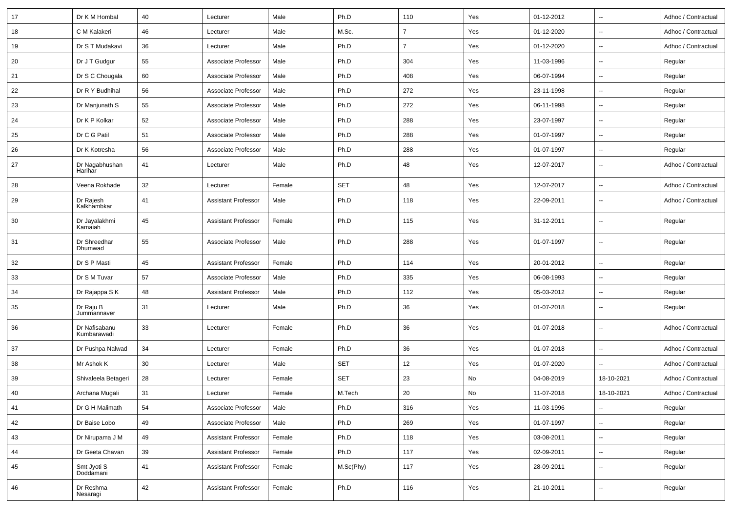| 17 | Dr K M Hombal | 40 | Lecturer | Male | Ph.D | 110 | Yes | 01-12-2012 | -- | Adhoc / Contractual |
|---|---|---|---|---|---|---|---|---|---|---|
| 18 | C M Kalakeri | 46 | Lecturer | Male | M.Sc. | 7 | Yes | 01-12-2020 | -- | Adhoc / Contractual |
| 19 | Dr S T Mudakavi | 36 | Lecturer | Male | Ph.D | 7 | Yes | 01-12-2020 | -- | Adhoc / Contractual |
| 20 | Dr J T Gudgur | 55 | Associate Professor | Male | Ph.D | 304 | Yes | 11-03-1996 | -- | Regular |
| 21 | Dr S C Chougala | 60 | Associate Professor | Male | Ph.D | 408 | Yes | 06-07-1994 | -- | Regular |
| 22 | Dr R Y Budhihal | 56 | Associate Professor | Male | Ph.D | 272 | Yes | 23-11-1998 | -- | Regular |
| 23 | Dr Manjunath S | 55 | Associate Professor | Male | Ph.D | 272 | Yes | 06-11-1998 | -- | Regular |
| 24 | Dr K P Kolkar | 52 | Associate Professor | Male | Ph.D | 288 | Yes | 23-07-1997 | -- | Regular |
| 25 | Dr C G Patil | 51 | Associate Professor | Male | Ph.D | 288 | Yes | 01-07-1997 | -- | Regular |
| 26 | Dr K Kotresha | 56 | Associate Professor | Male | Ph.D | 288 | Yes | 01-07-1997 | -- | Regular |
| 27 | Dr Nagabhushan Harihar | 41 | Lecturer | Male | Ph.D | 48 | Yes | 12-07-2017 | -- | Adhoc / Contractual |
| 28 | Veena Rokhade | 32 | Lecturer | Female | SET | 48 | Yes | 12-07-2017 | -- | Adhoc / Contractual |
| 29 | Dr Rajesh Kalkhambkar | 41 | Assistant Professor | Male | Ph.D | 118 | Yes | 22-09-2011 | -- | Adhoc / Contractual |
| 30 | Dr Jayalakhmi Kamaiah | 45 | Assistant Professor | Female | Ph.D | 115 | Yes | 31-12-2011 | -- | Regular |
| 31 | Dr Shreedhar Dhumwad | 55 | Associate Professor | Male | Ph.D | 288 | Yes | 01-07-1997 | -- | Regular |
| 32 | Dr S P Masti | 45 | Assistant Professor | Female | Ph.D | 114 | Yes | 20-01-2012 | -- | Regular |
| 33 | Dr S M Tuvar | 57 | Associate Professor | Male | Ph.D | 335 | Yes | 06-08-1993 | -- | Regular |
| 34 | Dr Rajappa S K | 48 | Assistant Professor | Male | Ph.D | 112 | Yes | 05-03-2012 | -- | Regular |
| 35 | Dr Raju B Jummannaver | 31 | Lecturer | Male | Ph.D | 36 | Yes | 01-07-2018 | -- | Regular |
| 36 | Dr Nafisabanu Kumbarawadi | 33 | Lecturer | Female | Ph.D | 36 | Yes | 01-07-2018 | -- | Adhoc / Contractual |
| 37 | Dr Pushpa Nalwad | 34 | Lecturer | Female | Ph.D | 36 | Yes | 01-07-2018 | -- | Adhoc / Contractual |
| 38 | Mr Ashok K | 30 | Lecturer | Male | SET | 12 | Yes | 01-07-2020 | -- | Adhoc / Contractual |
| 39 | Shivaleela Betageri | 28 | Lecturer | Female | SET | 23 | No | 04-08-2019 | 18-10-2021 | Adhoc / Contractual |
| 40 | Archana Mugali | 31 | Lecturer | Female | M.Tech | 20 | No | 11-07-2018 | 18-10-2021 | Adhoc / Contractual |
| 41 | Dr G H Malimath | 54 | Associate Professor | Male | Ph.D | 316 | Yes | 11-03-1996 | -- | Regular |
| 42 | Dr Baise Lobo | 49 | Associate Professor | Male | Ph.D | 269 | Yes | 01-07-1997 | -- | Regular |
| 43 | Dr Nirupama J M | 49 | Assistant Professor | Female | Ph.D | 118 | Yes | 03-08-2011 | -- | Regular |
| 44 | Dr Geeta Chavan | 39 | Assistant Professor | Female | Ph.D | 117 | Yes | 02-09-2011 | -- | Regular |
| 45 | Smt Jyoti S Doddamani | 41 | Assistant Professor | Female | M.Sc(Phy) | 117 | Yes | 28-09-2011 | -- | Regular |
| 46 | Dr Reshma Nesaragi | 42 | Assistant Professor | Female | Ph.D | 116 | Yes | 21-10-2011 | -- | Regular |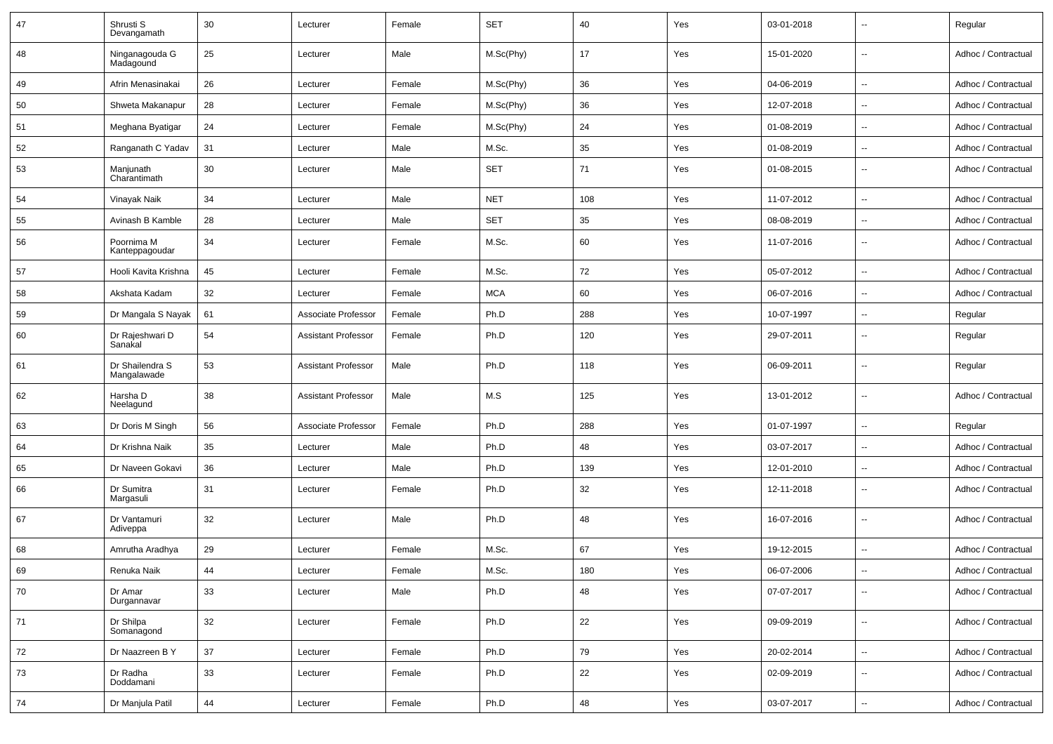| 47 | Shrusti S Devangamath | 30 | Lecturer | Female | SET | 40 | Yes | 03-01-2018 | -- | Regular |
|---|---|---|---|---|---|---|---|---|---|---|
| 48 | Ninganagouda G Madagound | 25 | Lecturer | Male | M.Sc(Phy) | 17 | Yes | 15-01-2020 | -- | Adhoc / Contractual |
| 49 | Afrin Menasinakai | 26 | Lecturer | Female | M.Sc(Phy) | 36 | Yes | 04-06-2019 | -- | Adhoc / Contractual |
| 50 | Shweta Makanapur | 28 | Lecturer | Female | M.Sc(Phy) | 36 | Yes | 12-07-2018 | -- | Adhoc / Contractual |
| 51 | Meghana Byatigar | 24 | Lecturer | Female | M.Sc(Phy) | 24 | Yes | 01-08-2019 | -- | Adhoc / Contractual |
| 52 | Ranganath C Yadav | 31 | Lecturer | Male | M.Sc. | 35 | Yes | 01-08-2019 | -- | Adhoc / Contractual |
| 53 | Manjunath Charantimath | 30 | Lecturer | Male | SET | 71 | Yes | 01-08-2015 | -- | Adhoc / Contractual |
| 54 | Vinayak Naik | 34 | Lecturer | Male | NET | 108 | Yes | 11-07-2012 | -- | Adhoc / Contractual |
| 55 | Avinash B Kamble | 28 | Lecturer | Male | SET | 35 | Yes | 08-08-2019 | -- | Adhoc / Contractual |
| 56 | Poornima M Kanteppagoudar | 34 | Lecturer | Female | M.Sc. | 60 | Yes | 11-07-2016 | -- | Adhoc / Contractual |
| 57 | Hooli Kavita Krishna | 45 | Lecturer | Female | M.Sc. | 72 | Yes | 05-07-2012 | -- | Adhoc / Contractual |
| 58 | Akshata Kadam | 32 | Lecturer | Female | MCA | 60 | Yes | 06-07-2016 | -- | Adhoc / Contractual |
| 59 | Dr Mangala S Nayak | 61 | Associate Professor | Female | Ph.D | 288 | Yes | 10-07-1997 | -- | Regular |
| 60 | Dr Rajeshwari D Sanakal | 54 | Assistant Professor | Female | Ph.D | 120 | Yes | 29-07-2011 | -- | Regular |
| 61 | Dr Shailendra S Mangalawade | 53 | Assistant Professor | Male | Ph.D | 118 | Yes | 06-09-2011 | -- | Regular |
| 62 | Harsha D Neelagund | 38 | Assistant Professor | Male | M.S | 125 | Yes | 13-01-2012 | -- | Adhoc / Contractual |
| 63 | Dr Doris M Singh | 56 | Associate Professor | Female | Ph.D | 288 | Yes | 01-07-1997 | -- | Regular |
| 64 | Dr Krishna Naik | 35 | Lecturer | Male | Ph.D | 48 | Yes | 03-07-2017 | -- | Adhoc / Contractual |
| 65 | Dr Naveen Gokavi | 36 | Lecturer | Male | Ph.D | 139 | Yes | 12-01-2010 | -- | Adhoc / Contractual |
| 66 | Dr Sumitra Margasuli | 31 | Lecturer | Female | Ph.D | 32 | Yes | 12-11-2018 | -- | Adhoc / Contractual |
| 67 | Dr Vantamuri Adiveppa | 32 | Lecturer | Male | Ph.D | 48 | Yes | 16-07-2016 | -- | Adhoc / Contractual |
| 68 | Amrutha Aradhya | 29 | Lecturer | Female | M.Sc. | 67 | Yes | 19-12-2015 | -- | Adhoc / Contractual |
| 69 | Renuka Naik | 44 | Lecturer | Female | M.Sc. | 180 | Yes | 06-07-2006 | -- | Adhoc / Contractual |
| 70 | Dr Amar Durgannavar | 33 | Lecturer | Male | Ph.D | 48 | Yes | 07-07-2017 | -- | Adhoc / Contractual |
| 71 | Dr Shilpa Somanagond | 32 | Lecturer | Female | Ph.D | 22 | Yes | 09-09-2019 | -- | Adhoc / Contractual |
| 72 | Dr Naazreen B Y | 37 | Lecturer | Female | Ph.D | 79 | Yes | 20-02-2014 | -- | Adhoc / Contractual |
| 73 | Dr Radha Doddamani | 33 | Lecturer | Female | Ph.D | 22 | Yes | 02-09-2019 | -- | Adhoc / Contractual |
| 74 | Dr Manjula Patil | 44 | Lecturer | Female | Ph.D | 48 | Yes | 03-07-2017 | -- | Adhoc / Contractual |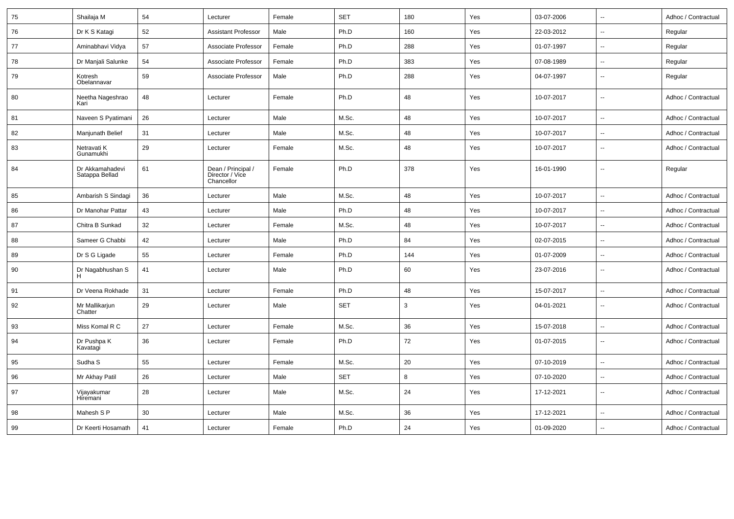| | | | | | | | | | | |
|---|---|---|---|---|---|---|---|---|---|---|
| 75 | Shailaja M | 54 | Lecturer | Female | SET | 180 | Yes | 03-07-2006 | -- | Adhoc / Contractual |
| 76 | Dr K S Katagi | 52 | Assistant Professor | Male | Ph.D | 160 | Yes | 22-03-2012 | -- | Regular |
| 77 | Aminabhavi Vidya | 57 | Associate Professor | Female | Ph.D | 288 | Yes | 01-07-1997 | -- | Regular |
| 78 | Dr Manjali Salunke | 54 | Associate Professor | Female | Ph.D | 383 | Yes | 07-08-1989 | -- | Regular |
| 79 | Kotresh Obelannavar | 59 | Associate Professor | Male | Ph.D | 288 | Yes | 04-07-1997 | -- | Regular |
| 80 | Neetha Nageshrao Kari | 48 | Lecturer | Female | Ph.D | 48 | Yes | 10-07-2017 | -- | Adhoc / Contractual |
| 81 | Naveen S Pyatimani | 26 | Lecturer | Male | M.Sc. | 48 | Yes | 10-07-2017 | -- | Adhoc / Contractual |
| 82 | Manjunath Belief | 31 | Lecturer | Male | M.Sc. | 48 | Yes | 10-07-2017 | -- | Adhoc / Contractual |
| 83 | Netravati K Gunamukhi | 29 | Lecturer | Female | M.Sc. | 48 | Yes | 10-07-2017 | -- | Adhoc / Contractual |
| 84 | Dr Akkamahadevi Satappa Bellad | 61 | Dean / Principal / Director / Vice Chancellor | Female | Ph.D | 378 | Yes | 16-01-1990 | -- | Regular |
| 85 | Ambarish S Sindagi | 36 | Lecturer | Male | M.Sc. | 48 | Yes | 10-07-2017 | -- | Adhoc / Contractual |
| 86 | Dr Manohar Pattar | 43 | Lecturer | Male | Ph.D | 48 | Yes | 10-07-2017 | -- | Adhoc / Contractual |
| 87 | Chitra B Sunkad | 32 | Lecturer | Female | M.Sc. | 48 | Yes | 10-07-2017 | -- | Adhoc / Contractual |
| 88 | Sameer G Chabbi | 42 | Lecturer | Male | Ph.D | 84 | Yes | 02-07-2015 | -- | Adhoc / Contractual |
| 89 | Dr S G Ligade | 55 | Lecturer | Female | Ph.D | 144 | Yes | 01-07-2009 | -- | Adhoc / Contractual |
| 90 | Dr Nagabhushan S H | 41 | Lecturer | Male | Ph.D | 60 | Yes | 23-07-2016 | -- | Adhoc / Contractual |
| 91 | Dr Veena Rokhade | 31 | Lecturer | Female | Ph.D | 48 | Yes | 15-07-2017 | -- | Adhoc / Contractual |
| 92 | Mr Mallikarjun Chatter | 29 | Lecturer | Male | SET | 3 | Yes | 04-01-2021 | -- | Adhoc / Contractual |
| 93 | Miss Komal R C | 27 | Lecturer | Female | M.Sc. | 36 | Yes | 15-07-2018 | -- | Adhoc / Contractual |
| 94 | Dr Pushpa K Kavatagi | 36 | Lecturer | Female | Ph.D | 72 | Yes | 01-07-2015 | -- | Adhoc / Contractual |
| 95 | Sudha S | 55 | Lecturer | Female | M.Sc. | 20 | Yes | 07-10-2019 | -- | Adhoc / Contractual |
| 96 | Mr Akhay Patil | 26 | Lecturer | Male | SET | 8 | Yes | 07-10-2020 | -- | Adhoc / Contractual |
| 97 | Vijayakumar Hiremani | 28 | Lecturer | Male | M.Sc. | 24 | Yes | 17-12-2021 | -- | Adhoc / Contractual |
| 98 | Mahesh S P | 30 | Lecturer | Male | M.Sc. | 36 | Yes | 17-12-2021 | -- | Adhoc / Contractual |
| 99 | Dr Keerti Hosamath | 41 | Lecturer | Female | Ph.D | 24 | Yes | 01-09-2020 | -- | Adhoc / Contractual |